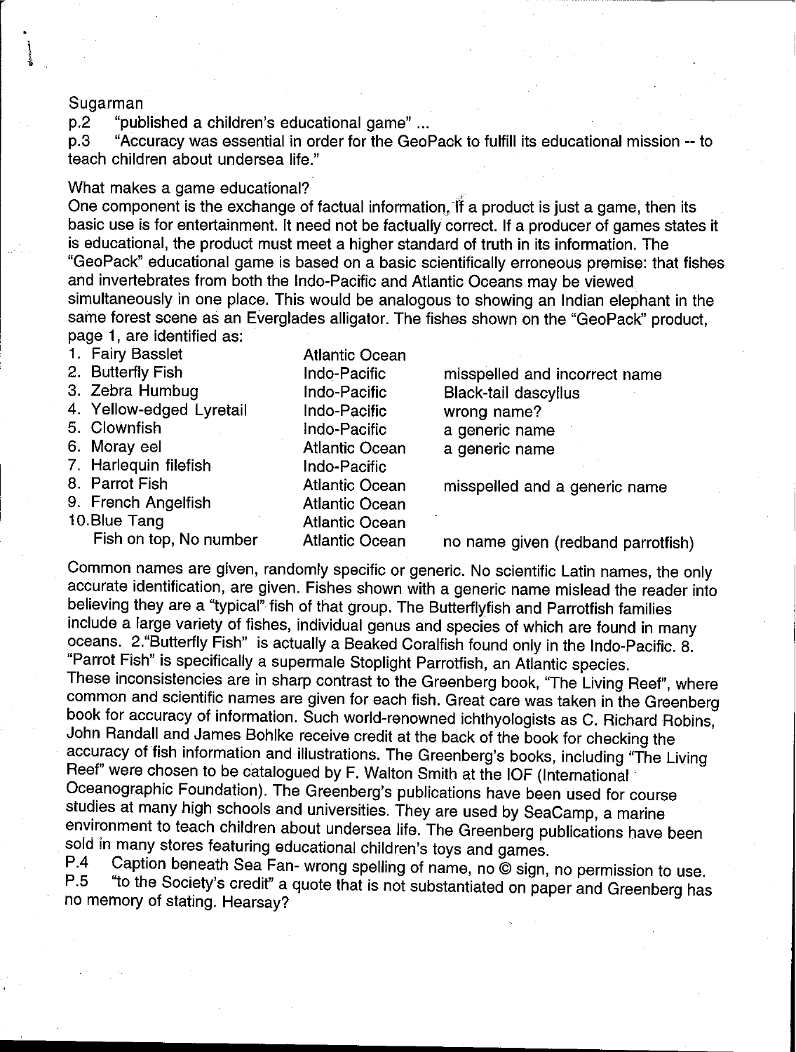Sugarman

p.2 "published a children's educational game" ...

p.3 "Accuracy was essential in order for the GeoPack to fulfill its educational mission -- to teach children about undersea life."

What makes a game educational?

One component is the exchange of factual information. If a product is just a game, then its basic use is for entertainment. It need not be factually correct. If a producer of games states it is educational, the product must meet a higher standard of truth in its information. The "GeoPack" educational game is based on a basic scientifically erroneous premise: that fishes and invertebrates from both the Indo-Pacific and Atlantic Oceans may be viewed simultaneously in one place. This would be analogous to showing an Indian elephant in the same forest scene as an Everglades alligator. The fishes shown on the "GeoPack" product, page 1, are identified as:

| | | |
|---|---|---|
| 1. Fairy Basslet | Atlantic Ocean | |
| 2. Butterfly Fish | Indo-Pacific | misspelled and incorrect name |
| 3. Zebra Humbug | Indo-Pacific | Black-tail dascyllus |
| 4. Yellow-edged Lyretail | Indo-Pacific | wrong name? |
| 5. Clownfish | Indo-Pacific | a generic name |
| 6. Moray eel | Atlantic Ocean | a generic name |
| 7. Harlequin filefish | Indo-Pacific | |
| 8. Parrot Fish | Atlantic Ocean | misspelled and a generic name |
| 9. French Angelfish | Atlantic Ocean | |
| 10. Blue Tang | Atlantic Ocean | |
| Fish on top, No number | Atlantic Ocean | no name given (redband parrotfish) |

Common names are given, randomly specific or generic. No scientific Latin names, the only accurate identification, are given. Fishes shown with a generic name mislead the reader into believing they are a "typical" fish of that group. The Butterflyfish and Parrotfish families include a large variety of fishes, individual genus and species of which are found in many oceans. 2."Butterfly Fish" is actually a Beaked Coralfish found only in the Indo-Pacific. 8. "Parrot Fish" is specifically a supermale Stoplight Parrotfish, an Atlantic species.

These inconsistencies are in sharp contrast to the Greenberg book, "The Living Reef", where common and scientific names are given for each fish. Great care was taken in the Greenberg book for accuracy of information. Such world-renowned ichthyologists as C. Richard Robins, John Randall and James Bohlke receive credit at the back of the book for checking the accuracy of fish information and illustrations. The Greenberg's books, including "The Living Reef" were chosen to be catalogued by F. Walton Smith at the IOF (International Oceanographic Foundation). The Greenberg's publications have been used for course studies at many high schools and universities. They are used by SeaCamp, a marine environment to teach children about undersea life. The Greenberg publications have been sold in many stores featuring educational children's toys and games.

P.4 Caption beneath Sea Fan- wrong spelling of name, no © sign, no permission to use.

P.5 "to the Society's credit" a quote that is not substantiated on paper and Greenberg has no memory of stating. Hearsay?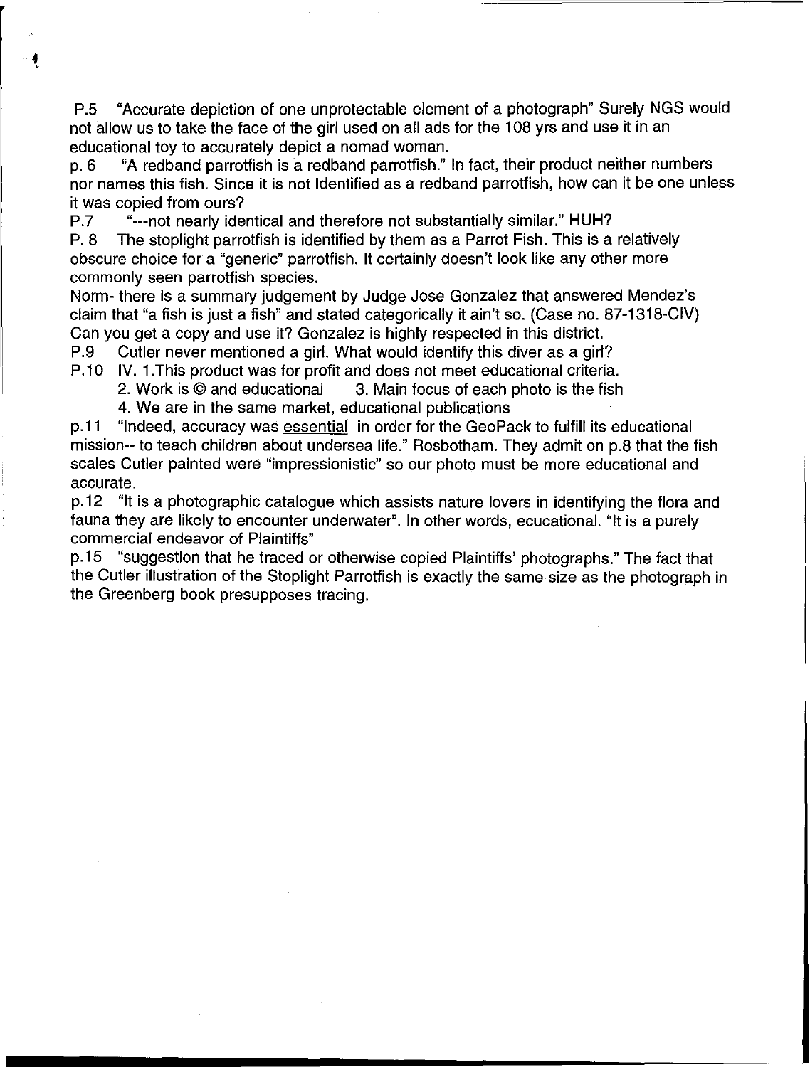P.5 "Accurate depiction of one unprotectable element of a photograph" Surely NGS would not allow us to take the face of the girl used on all ads for the 108 yrs and use it in an educational toy to accurately depict a nomad woman.

p. 6 "A redband parrotfish is a redband parrotfish." In fact, their product neither numbers nor names this fish. Since it is not Identified as a redband parrotfish, how can it be one unless it was copied from ours?

P.7 "---not nearly identical and therefore not substantially similar." HUH?

P. 8 The stoplight parrotfish is identified by them as a Parrot Fish. This is a relatively obscure choice for a "generic" parrotfish. It certainly doesn't look like any other more commonly seen parrotfish species.

Norm- there is a summary judgement by Judge Jose Gonzalez that answered Mendez's claim that "a fish is just a fish" and stated categorically it ain't so. (Case no. 87-1318-CIV) Can you get a copy and use it? Gonzalez is highly respected in this district.

P.9 Cutler never mentioned a girl. What would identify this diver as a girl?

P.10 IV. 1.This product was for profit and does not meet educational criteria.
2. Work is © and educational 3. Main focus of each photo is the fish
4. We are in the same market, educational publications

p.11 "Indeed, accuracy was essential in order for the GeoPack to fulfill its educational mission-- to teach children about undersea life." Rosbotham. They admit on p.8 that the fish scales Cutler painted were "impressionistic" so our photo must be more educational and accurate.

p.12 "It is a photographic catalogue which assists nature lovers in identifying the flora and fauna they are likely to encounter underwater". In other words, ecucational. "It is a purely commercial endeavor of Plaintiffs"

p.15 "suggestion that he traced or otherwise copied Plaintiffs' photographs." The fact that the Cutler illustration of the Stoplight Parrotfish is exactly the same size as the photograph in the Greenberg book presupposes tracing.